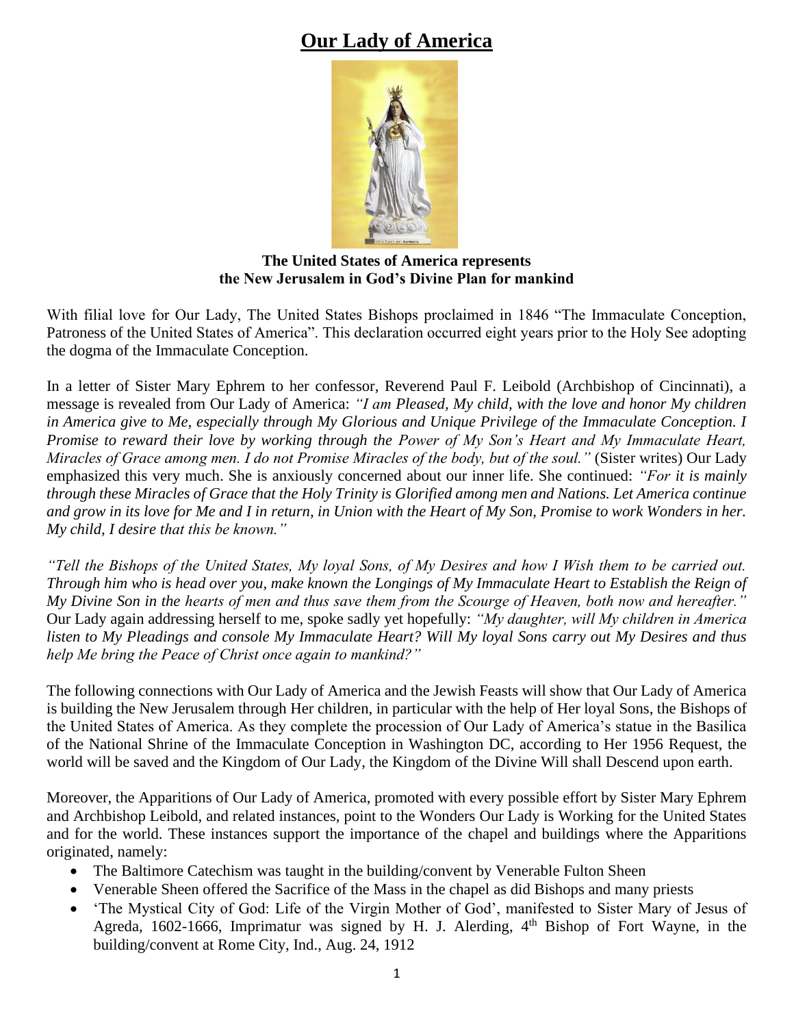# Our Lady of America

**The United States of America represents the New Jerusalem in God's Divine Plan for mankind**

With filial love for Our Lady, The United States Bishops proclaimed in 1846 "The Immaculate Conception, Patroness of the United States of America". This declaration occurred eight years prior to the Holy See adopting the dogma of the Immaculate Conception.

In a letter of Sister Mary Ephrem to her confessor, Reverend Paul F. Leibold (Archbishop of Cincinnati), a message is revealed from Our Lady of America: *"I am Pleased, My child, with the love and honor My children in America give to Me, especially through My Glorious and Unique Privilege of the Immaculate Conception. I Promise to reward their love by working through the Power of My Son's Heart and My Immaculate Heart, Miracles of Grace among men. I do not Promise Miracles of the body, but of the soul."* (Sister writes) Our Lady emphasized this very much. She is anxiously concerned about our inner life. She continued: *"For it is mainly through these Miracles of Grace that the Holy Trinity is Glorified among men and Nations. Let America continue and grow in its love for Me and I in return, in Union with the Heart of My Son, Promise to work Wonders in her. My child, I desire that this be known."*

*"Tell the Bishops of the United States, My loyal Sons, of My Desires and how I Wish them to be carried out. Through him who is head over you, make known the Longings of My Immaculate Heart to Establish the Reign of My Divine Son in the hearts of men and thus save them from the Scourge of Heaven, both now and hereafter."* Our Lady again addressing herself to me, spoke sadly yet hopefully: *"My daughter, will My children in America listen to My Pleadings and console My Immaculate Heart? Will My loyal Sons carry out My Desires and thus help Me bring the Peace of Christ once again to mankind?"*

The following connections with Our Lady of America and the Jewish Feasts will show that Our Lady of America is building the New Jerusalem through Her children, in particular with the help of Her loyal Sons, the Bishops of the United States of America. As they complete the procession of Our Lady of America's statue in the Basilica of the National Shrine of the Immaculate Conception in Washington DC, according to Her 1956 Request, the world will be saved and the Kingdom of Our Lady, the Kingdom of the Divine Will shall Descend upon earth.

Moreover, the Apparitions of Our Lady of America, promoted with every possible effort by Sister Mary Ephrem and Archbishop Leibold, and related instances, point to the Wonders Our Lady is Working for the United States and for the world. These instances support the importance of the chapel and buildings where the Apparitions originated, namely:

- The Baltimore Catechism was taught in the building/convent by Venerable Fulton Sheen
- Venerable Sheen offered the Sacrifice of the Mass in the chapel as did Bishops and many priests
- 'The Mystical City of God: Life of the Virgin Mother of God', manifested to Sister Mary of Jesus of Agreda, 1602-1666, Imprimatur was signed by H. J. Alerding, 4th Bishop of Fort Wayne, in the building/convent at Rome City, Ind., Aug. 24, 1912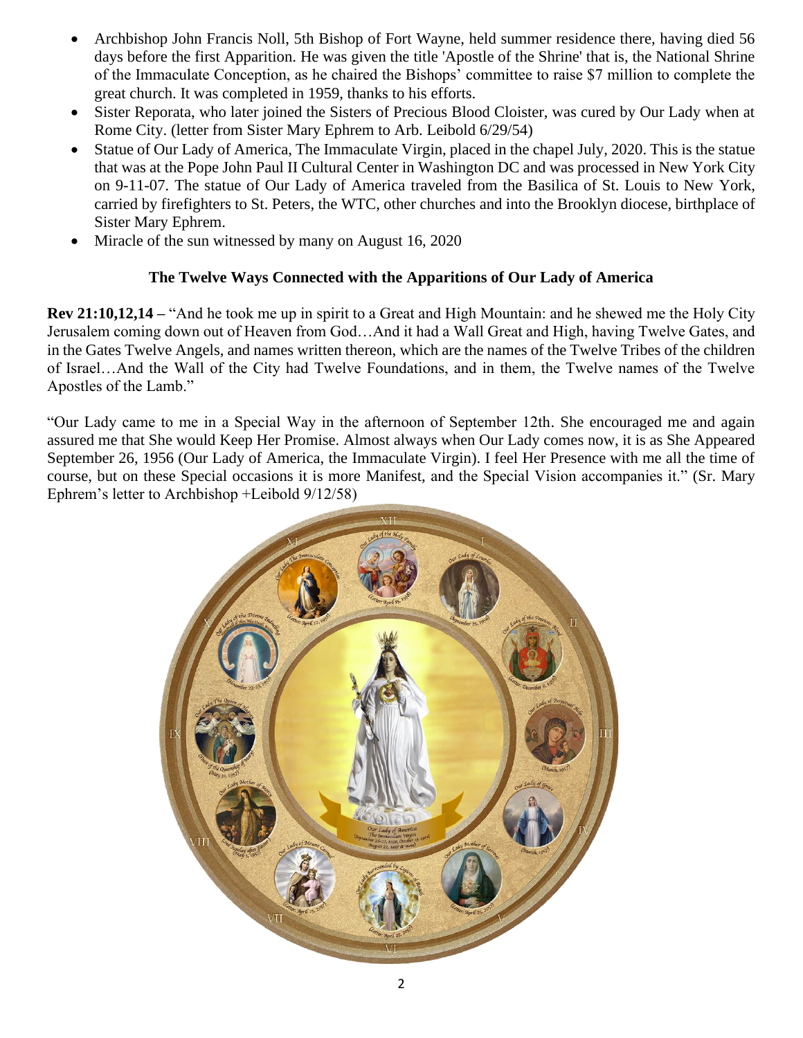- Archbishop John Francis Noll, 5th Bishop of Fort Wayne, held summer residence there, having died 56 days before the first Apparition. He was given the title 'Apostle of the Shrine' that is, the National Shrine of the Immaculate Conception, as he chaired the Bishops' committee to raise $7 million to complete the great church. It was completed in 1959, thanks to his efforts.
- Sister Reporata, who later joined the Sisters of Precious Blood Cloister, was cured by Our Lady when at Rome City. (letter from Sister Mary Ephrem to Arb. Leibold 6/29/54)
- Statue of Our Lady of America, The Immaculate Virgin, placed in the chapel July, 2020. This is the statue that was at the Pope John Paul II Cultural Center in Washington DC and was processed in New York City on 9-11-07. The statue of Our Lady of America traveled from the Basilica of St. Louis to New York, carried by firefighters to St. Peters, the WTC, other churches and into the Brooklyn diocese, birthplace of Sister Mary Ephrem.
- Miracle of the sun witnessed by many on August 16, 2020

## The Twelve Ways Connected with the Apparitions of Our Lady of America

**Rev 21:10,12,14 –** "And he took me up in spirit to a Great and High Mountain: and he shewed me the Holy City Jerusalem coming down out of Heaven from God…And it had a Wall Great and High, having Twelve Gates, and in the Gates Twelve Angels, and names written thereon, which are the names of the Twelve Tribes of the children of Israel…And the Wall of the City had Twelve Foundations, and in them, the Twelve names of the Twelve Apostles of the Lamb."

"Our Lady came to me in a Special Way in the afternoon of September 12th. She encouraged me and again assured me that She would Keep Her Promise. Almost always when Our Lady comes now, it is as She Appeared September 26, 1956 (Our Lady of America, the Immaculate Virgin). I feel Her Presence with me all the time of course, but on these Special occasions it is more Manifest, and the Special Vision accompanies it." (Sr. Mary Ephrem's letter to Archbishop +Leibold 9/12/58)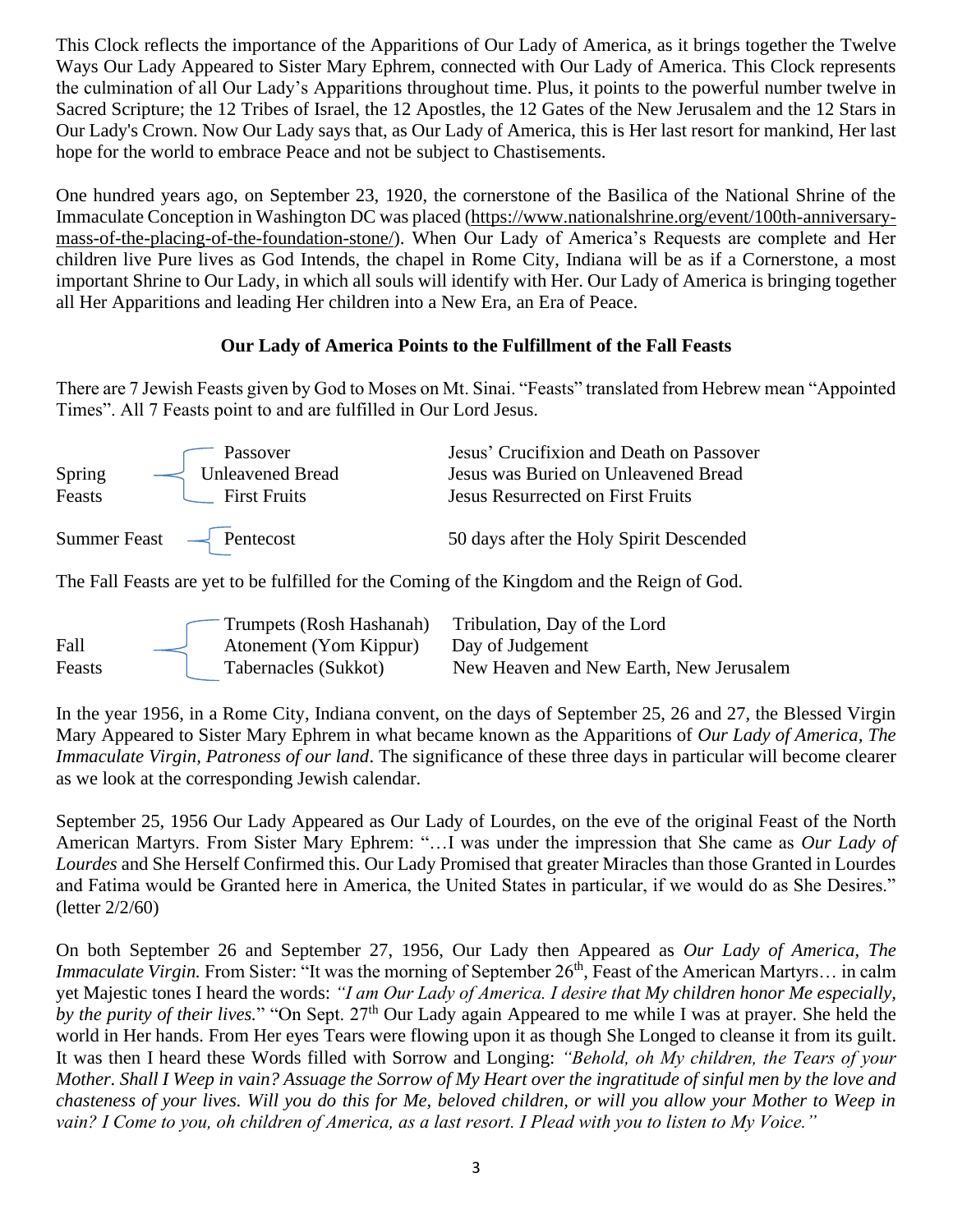This Clock reflects the importance of the Apparitions of Our Lady of America, as it brings together the Twelve Ways Our Lady Appeared to Sister Mary Ephrem, connected with Our Lady of America. This Clock represents the culmination of all Our Lady's Apparitions throughout time. Plus, it points to the powerful number twelve in Sacred Scripture; the 12 Tribes of Israel, the 12 Apostles, the 12 Gates of the New Jerusalem and the 12 Stars in Our Lady's Crown. Now Our Lady says that, as Our Lady of America, this is Her last resort for mankind, Her last hope for the world to embrace Peace and not be subject to Chastisements.

One hundred years ago, on September 23, 1920, the cornerstone of the Basilica of the National Shrine of the Immaculate Conception in Washington DC was placed (https://www.nationalshrine.org/event/100th-anniversary-mass-of-the-placing-of-the-foundation-stone/). When Our Lady of America's Requests are complete and Her children live Pure lives as God Intends, the chapel in Rome City, Indiana will be as if a Cornerstone, a most important Shrine to Our Lady, in which all souls will identify with Her. Our Lady of America is bringing together all Her Apparitions and leading Her children into a New Era, an Era of Peace.

**Our Lady of America Points to the Fulfillment of the Fall Feasts**

There are 7 Jewish Feasts given by God to Moses on Mt. Sinai. "Feasts" translated from Hebrew mean "Appointed Times". All 7 Feasts point to and are fulfilled in Our Lord Jesus.

| | | |
|---|---|---|
| Spring Feasts | Passover | Jesus' Crucifixion and Death on Passover |
| | Unleavened Bread | Jesus was Buried on Unleavened Bread |
| | First Fruits | Jesus Resurrected on First Fruits |
| Summer Feast | Pentecost | 50 days after the Holy Spirit Descended |

The Fall Feasts are yet to be fulfilled for the Coming of the Kingdom and the Reign of God.

| | | |
|---|---|---|
| Fall Feasts | Trumpets (Rosh Hashanah) | Tribulation, Day of the Lord |
| | Atonement (Yom Kippur) | Day of Judgement |
| | Tabernacles (Sukkot) | New Heaven and New Earth, New Jerusalem |

In the year 1956, in a Rome City, Indiana convent, on the days of September 25, 26 and 27, the Blessed Virgin Mary Appeared to Sister Mary Ephrem in what became known as the Apparitions of *Our Lady of America, The Immaculate Virgin, Patroness of our land*. The significance of these three days in particular will become clearer as we look at the corresponding Jewish calendar.

September 25, 1956 Our Lady Appeared as Our Lady of Lourdes, on the eve of the original Feast of the North American Martyrs. From Sister Mary Ephrem: "…I was under the impression that She came as *Our Lady of Lourdes* and She Herself Confirmed this. Our Lady Promised that greater Miracles than those Granted in Lourdes and Fatima would be Granted here in America, the United States in particular, if we would do as She Desires." (letter 2/2/60)

On both September 26 and September 27, 1956, Our Lady then Appeared as *Our Lady of America, The Immaculate Virgin.* From Sister: "It was the morning of September 26th, Feast of the American Martyrs… in calm yet Majestic tones I heard the words: *"I am Our Lady of America. I desire that My children honor Me especially, by the purity of their lives.*" "On Sept. 27th Our Lady again Appeared to me while I was at prayer. She held the world in Her hands. From Her eyes Tears were flowing upon it as though She Longed to cleanse it from its guilt. It was then I heard these Words filled with Sorrow and Longing: *"Behold, oh My children, the Tears of your Mother. Shall I Weep in vain? Assuage the Sorrow of My Heart over the ingratitude of sinful men by the love and chasteness of your lives. Will you do this for Me, beloved children, or will you allow your Mother to Weep in vain? I Come to you, oh children of America, as a last resort. I Plead with you to listen to My Voice."*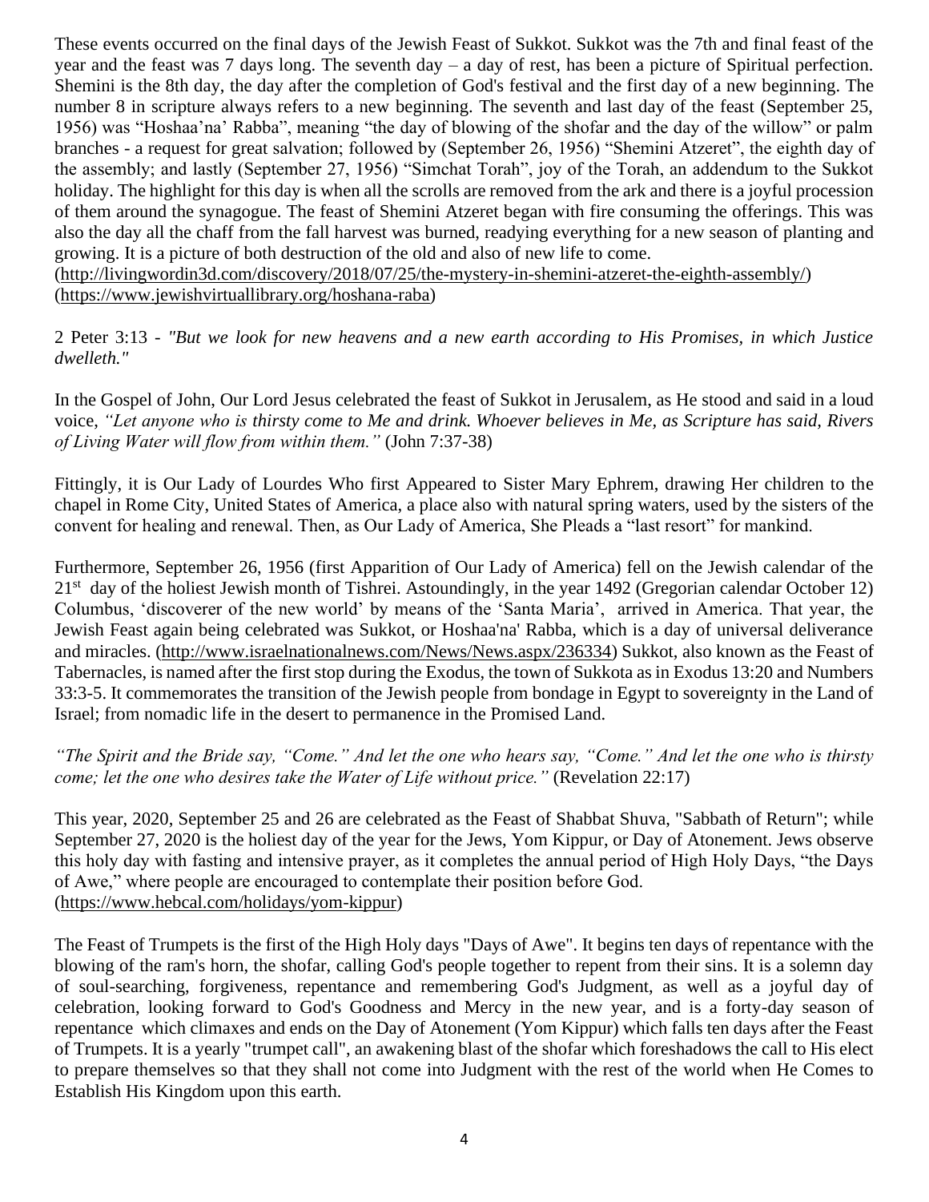These events occurred on the final days of the Jewish Feast of Sukkot. Sukkot was the 7th and final feast of the year and the feast was 7 days long. The seventh day – a day of rest, has been a picture of Spiritual perfection. Shemini is the 8th day, the day after the completion of God's festival and the first day of a new beginning. The number 8 in scripture always refers to a new beginning. The seventh and last day of the feast (September 25, 1956) was "Hoshaa'na' Rabba", meaning "the day of blowing of the shofar and the day of the willow" or palm branches - a request for great salvation; followed by (September 26, 1956) "Shemini Atzeret", the eighth day of the assembly; and lastly (September 27, 1956) "Simchat Torah", joy of the Torah, an addendum to the Sukkot holiday. The highlight for this day is when all the scrolls are removed from the ark and there is a joyful procession of them around the synagogue. The feast of Shemini Atzeret began with fire consuming the offerings. This was also the day all the chaff from the fall harvest was burned, readying everything for a new season of planting and growing. It is a picture of both destruction of the old and also of new life to come.
(http://livingwordin3d.com/discovery/2018/07/25/the-mystery-in-shemini-atzeret-the-eighth-assembly/)
(https://www.jewishvirtuallibrary.org/hoshana-raba)

2 Peter 3:13 - *"But we look for new heavens and a new earth according to His Promises, in which Justice dwelleth."*

In the Gospel of John, Our Lord Jesus celebrated the feast of Sukkot in Jerusalem, as He stood and said in a loud voice, *"Let anyone who is thirsty come to Me and drink. Whoever believes in Me, as Scripture has said, Rivers of Living Water will flow from within them."* (John 7:37-38)

Fittingly, it is Our Lady of Lourdes Who first Appeared to Sister Mary Ephrem, drawing Her children to the chapel in Rome City, United States of America, a place also with natural spring waters, used by the sisters of the convent for healing and renewal. Then, as Our Lady of America, She Pleads a "last resort" for mankind.

Furthermore, September 26, 1956 (first Apparition of Our Lady of America) fell on the Jewish calendar of the 21st day of the holiest Jewish month of Tishrei. Astoundingly, in the year 1492 (Gregorian calendar October 12) Columbus, 'discoverer of the new world' by means of the 'Santa Maria', arrived in America. That year, the Jewish Feast again being celebrated was Sukkot, or Hoshaa'na' Rabba, which is a day of universal deliverance and miracles. (http://www.israelnationalnews.com/News/News.aspx/236334) Sukkot, also known as the Feast of Tabernacles, is named after the first stop during the Exodus, the town of Sukkota as in Exodus 13:20 and Numbers 33:3-5. It commemorates the transition of the Jewish people from bondage in Egypt to sovereignty in the Land of Israel; from nomadic life in the desert to permanence in the Promised Land.

*"The Spirit and the Bride say, "Come." And let the one who hears say, "Come." And let the one who is thirsty come; let the one who desires take the Water of Life without price."* (Revelation 22:17)

This year, 2020, September 25 and 26 are celebrated as the Feast of Shabbat Shuva, "Sabbath of Return"; while September 27, 2020 is the holiest day of the year for the Jews, Yom Kippur, or Day of Atonement. Jews observe this holy day with fasting and intensive prayer, as it completes the annual period of High Holy Days, "the Days of Awe," where people are encouraged to contemplate their position before God.
(https://www.hebcal.com/holidays/yom-kippur)

The Feast of Trumpets is the first of the High Holy days "Days of Awe". It begins ten days of repentance with the blowing of the ram's horn, the shofar, calling God's people together to repent from their sins. It is a solemn day of soul-searching, forgiveness, repentance and remembering God's Judgment, as well as a joyful day of celebration, looking forward to God's Goodness and Mercy in the new year, and is a forty-day season of repentance which climaxes and ends on the Day of Atonement (Yom Kippur) which falls ten days after the Feast of Trumpets. It is a yearly "trumpet call", an awakening blast of the shofar which foreshadows the call to His elect to prepare themselves so that they shall not come into Judgment with the rest of the world when He Comes to Establish His Kingdom upon this earth.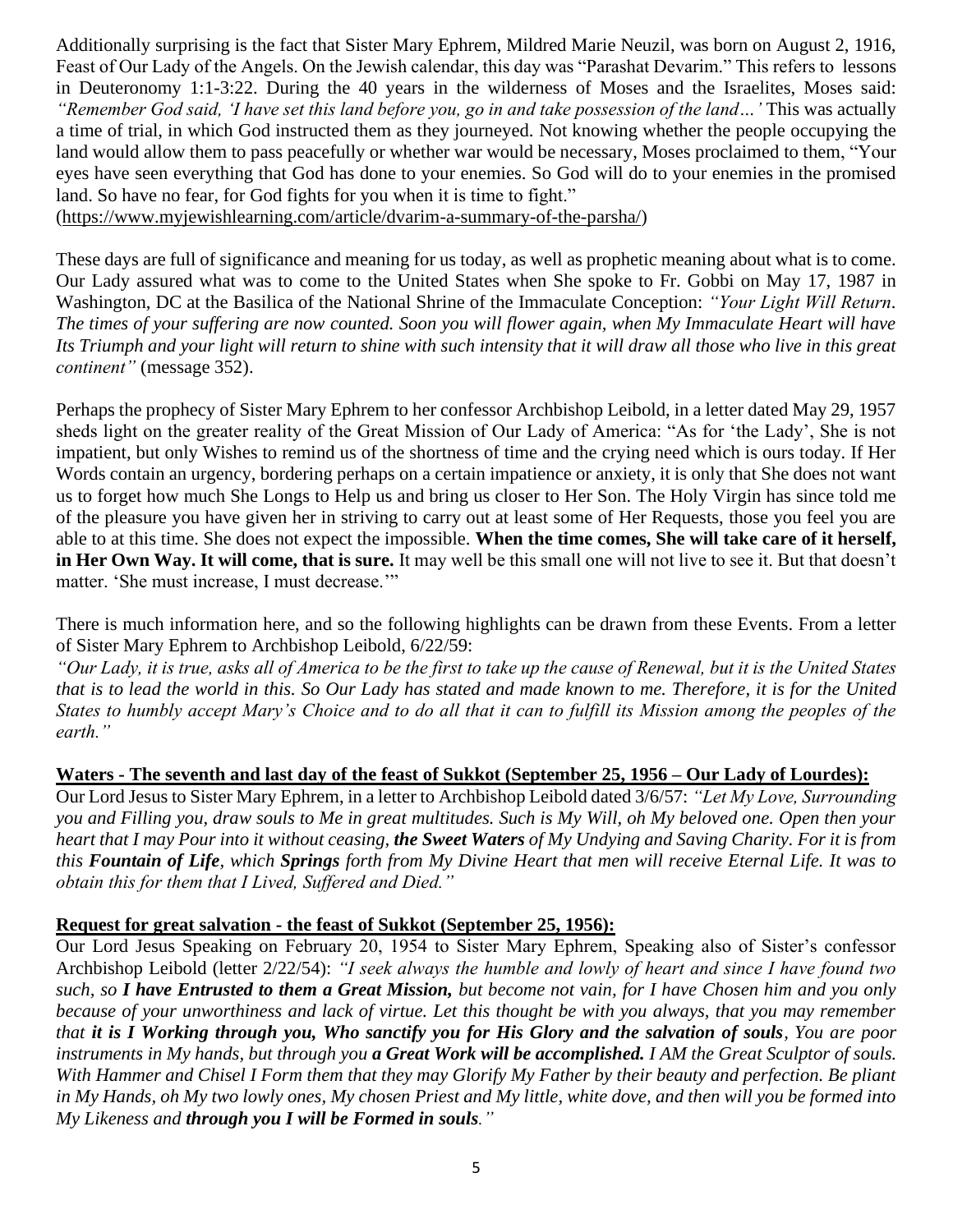Additionally surprising is the fact that Sister Mary Ephrem, Mildred Marie Neuzil, was born on August 2, 1916, Feast of Our Lady of the Angels. On the Jewish calendar, this day was "Parashat Devarim." This refers to lessons in Deuteronomy 1:1-3:22. During the 40 years in the wilderness of Moses and the Israelites, Moses said: *"Remember God said, 'I have set this land before you, go in and take possession of the land…'* This was actually a time of trial, in which God instructed them as they journeyed. Not knowing whether the people occupying the land would allow them to pass peacefully or whether war would be necessary, Moses proclaimed to them, "Your eyes have seen everything that God has done to your enemies. So God will do to your enemies in the promised land. So have no fear, for God fights for you when it is time to fight."
(https://www.myjewishlearning.com/article/dvarim-a-summary-of-the-parsha/)

These days are full of significance and meaning for us today, as well as prophetic meaning about what is to come. Our Lady assured what was to come to the United States when She spoke to Fr. Gobbi on May 17, 1987 in Washington, DC at the Basilica of the National Shrine of the Immaculate Conception: *"Your Light Will Return. The times of your suffering are now counted. Soon you will flower again, when My Immaculate Heart will have Its Triumph and your light will return to shine with such intensity that it will draw all those who live in this great continent"* (message 352).

Perhaps the prophecy of Sister Mary Ephrem to her confessor Archbishop Leibold, in a letter dated May 29, 1957 sheds light on the greater reality of the Great Mission of Our Lady of America: "As for 'the Lady', She is not impatient, but only Wishes to remind us of the shortness of time and the crying need which is ours today. If Her Words contain an urgency, bordering perhaps on a certain impatience or anxiety, it is only that She does not want us to forget how much She Longs to Help us and bring us closer to Her Son. The Holy Virgin has since told me of the pleasure you have given her in striving to carry out at least some of Her Requests, those you feel you are able to at this time. She does not expect the impossible. **When the time comes, She will take care of it herself, in Her Own Way. It will come, that is sure.** It may well be this small one will not live to see it. But that doesn't matter. 'She must increase, I must decrease.'"

There is much information here, and so the following highlights can be drawn from these Events. From a letter of Sister Mary Ephrem to Archbishop Leibold, 6/22/59:
*"Our Lady, it is true, asks all of America to be the first to take up the cause of Renewal, but it is the United States that is to lead the world in this. So Our Lady has stated and made known to me. Therefore, it is for the United States to humbly accept Mary's Choice and to do all that it can to fulfill its Mission among the peoples of the earth."*

**Waters - The seventh and last day of the feast of Sukkot (September 25, 1956 – Our Lady of Lourdes):**

Our Lord Jesus to Sister Mary Ephrem, in a letter to Archbishop Leibold dated 3/6/57: *"Let My Love, Surrounding you and Filling you, draw souls to Me in great multitudes. Such is My Will, oh My beloved one. Open then your heart that I may Pour into it without ceasing, **the Sweet Waters** of My Undying and Saving Charity. For it is from this **Fountain of Life**, which **Springs** forth from My Divine Heart that men will receive Eternal Life. It was to obtain this for them that I Lived, Suffered and Died."*

**Request for great salvation - the feast of Sukkot (September 25, 1956):**

Our Lord Jesus Speaking on February 20, 1954 to Sister Mary Ephrem, Speaking also of Sister's confessor Archbishop Leibold (letter 2/22/54): *"I seek always the humble and lowly of heart and since I have found two such, so **I have Entrusted to them a Great Mission,** but become not vain, for I have Chosen him and you only because of your unworthiness and lack of virtue. Let this thought be with you always, that you may remember that **it is I Working through you, Who sanctify you for His Glory and the salvation of souls**, You are poor instruments in My hands, but through you **a Great Work will be accomplished.** I AM the Great Sculptor of souls. With Hammer and Chisel I Form them that they may Glorify My Father by their beauty and perfection. Be pliant in My Hands, oh My two lowly ones, My chosen Priest and My little, white dove, and then will you be formed into My Likeness and **through you I will be Formed in souls**."*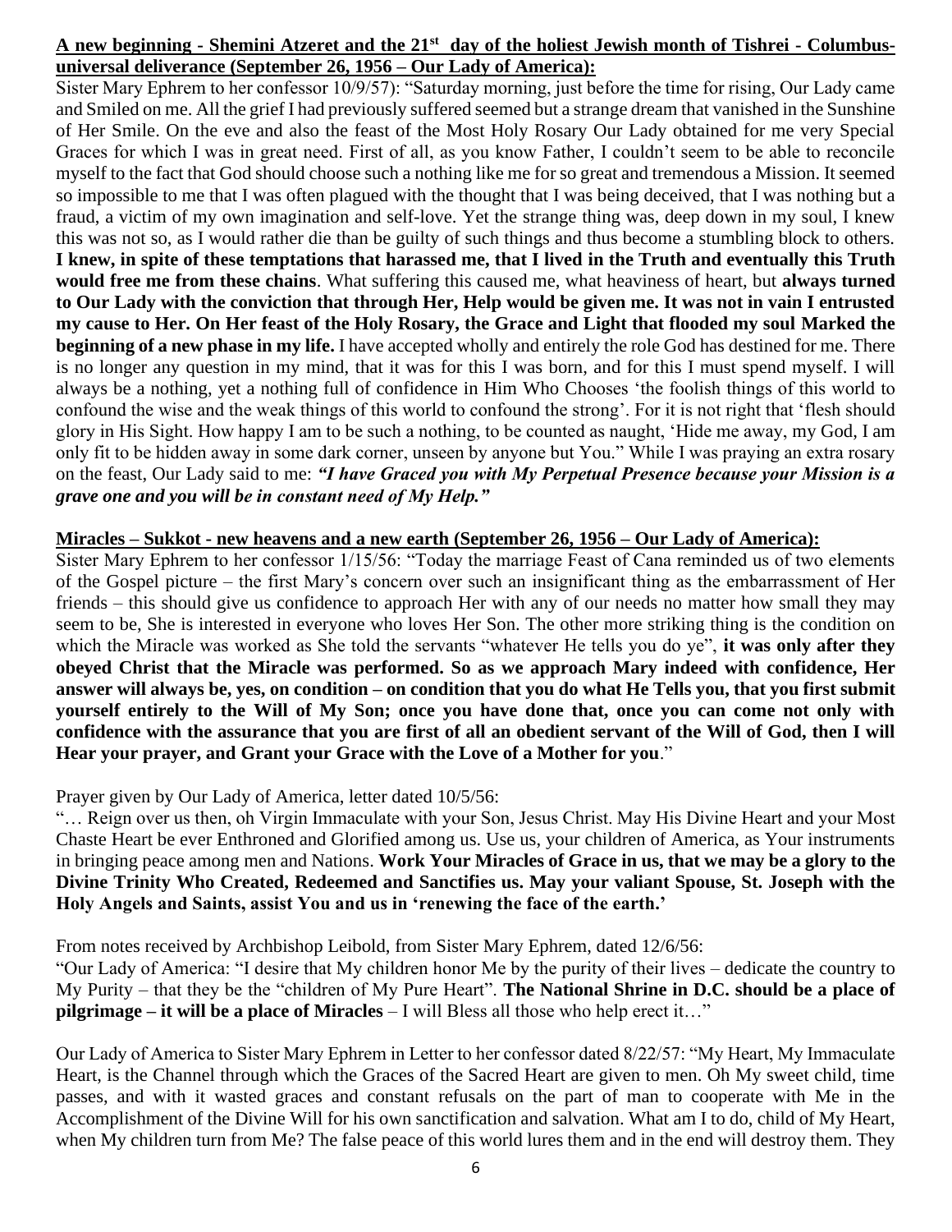**A new beginning - Shemini Atzeret and the 21st day of the holiest Jewish month of Tishrei - Columbus-universal deliverance (September 26, 1956 – Our Lady of America):**

Sister Mary Ephrem to her confessor 10/9/57): "Saturday morning, just before the time for rising, Our Lady came and Smiled on me. All the grief I had previously suffered seemed but a strange dream that vanished in the Sunshine of Her Smile. On the eve and also the feast of the Most Holy Rosary Our Lady obtained for me very Special Graces for which I was in great need. First of all, as you know Father, I couldn't seem to be able to reconcile myself to the fact that God should choose such a nothing like me for so great and tremendous a Mission. It seemed so impossible to me that I was often plagued with the thought that I was being deceived, that I was nothing but a fraud, a victim of my own imagination and self-love. Yet the strange thing was, deep down in my soul, I knew this was not so, as I would rather die than be guilty of such things and thus become a stumbling block to others. **I knew, in spite of these temptations that harassed me, that I lived in the Truth and eventually this Truth would free me from these chains**. What suffering this caused me, what heaviness of heart, but **always turned to Our Lady with the conviction that through Her, Help would be given me. It was not in vain I entrusted my cause to Her. On Her feast of the Holy Rosary, the Grace and Light that flooded my soul Marked the beginning of a new phase in my life.** I have accepted wholly and entirely the role God has destined for me. There is no longer any question in my mind, that it was for this I was born, and for this I must spend myself. I will always be a nothing, yet a nothing full of confidence in Him Who Chooses 'the foolish things of this world to confound the wise and the weak things of this world to confound the strong'. For it is not right that 'flesh should glory in His Sight. How happy I am to be such a nothing, to be counted as naught, 'Hide me away, my God, I am only fit to be hidden away in some dark corner, unseen by anyone but You." While I was praying an extra rosary on the feast, Our Lady said to me: ***"I have Graced you with My Perpetual Presence because your Mission is a grave one and you will be in constant need of My Help."***

**Miracles – Sukkot - new heavens and a new earth (September 26, 1956 – Our Lady of America):**

Sister Mary Ephrem to her confessor 1/15/56: "Today the marriage Feast of Cana reminded us of two elements of the Gospel picture – the first Mary's concern over such an insignificant thing as the embarrassment of Her friends – this should give us confidence to approach Her with any of our needs no matter how small they may seem to be, She is interested in everyone who loves Her Son. The other more striking thing is the condition on which the Miracle was worked as She told the servants "whatever He tells you do ye", **it was only after they obeyed Christ that the Miracle was performed. So as we approach Mary indeed with confidence, Her answer will always be, yes, on condition – on condition that you do what He Tells you, that you first submit yourself entirely to the Will of My Son; once you have done that, once you can come not only with confidence with the assurance that you are first of all an obedient servant of the Will of God, then I will Hear your prayer, and Grant your Grace with the Love of a Mother for you**."

Prayer given by Our Lady of America, letter dated 10/5/56:

"… Reign over us then, oh Virgin Immaculate with your Son, Jesus Christ. May His Divine Heart and your Most Chaste Heart be ever Enthroned and Glorified among us. Use us, your children of America, as Your instruments in bringing peace among men and Nations. **Work Your Miracles of Grace in us, that we may be a glory to the Divine Trinity Who Created, Redeemed and Sanctifies us. May your valiant Spouse, St. Joseph with the Holy Angels and Saints, assist You and us in 'renewing the face of the earth.'**

From notes received by Archbishop Leibold, from Sister Mary Ephrem, dated 12/6/56:

"Our Lady of America: "I desire that My children honor Me by the purity of their lives – dedicate the country to My Purity – that they be the "children of My Pure Heart". **The National Shrine in D.C. should be a place of pilgrimage – it will be a place of Miracles** – I will Bless all those who help erect it…"

Our Lady of America to Sister Mary Ephrem in Letter to her confessor dated 8/22/57: "My Heart, My Immaculate Heart, is the Channel through which the Graces of the Sacred Heart are given to men. Oh My sweet child, time passes, and with it wasted graces and constant refusals on the part of man to cooperate with Me in the Accomplishment of the Divine Will for his own sanctification and salvation. What am I to do, child of My Heart, when My children turn from Me? The false peace of this world lures them and in the end will destroy them. They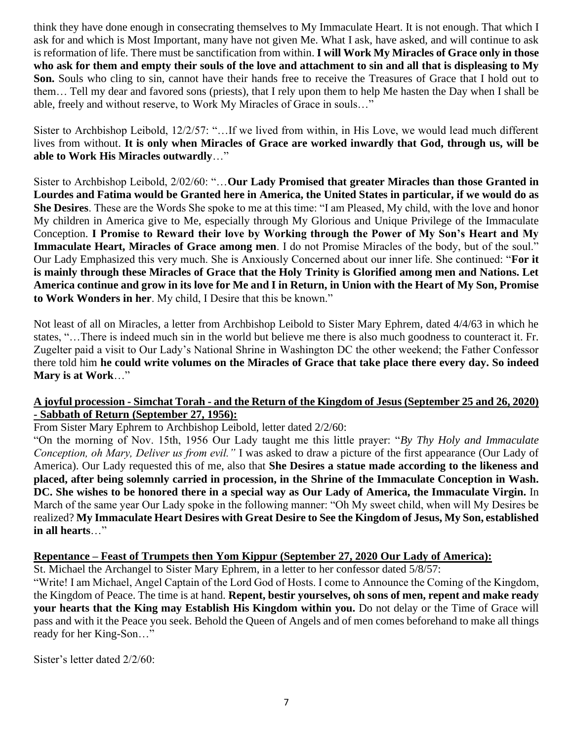think they have done enough in consecrating themselves to My Immaculate Heart. It is not enough. That which I ask for and which is Most Important, many have not given Me. What I ask, have asked, and will continue to ask is reformation of life. There must be sanctification from within. **I will Work My Miracles of Grace only in those who ask for them and empty their souls of the love and attachment to sin and all that is displeasing to My Son.** Souls who cling to sin, cannot have their hands free to receive the Treasures of Grace that I hold out to them… Tell my dear and favored sons (priests), that I rely upon them to help Me hasten the Day when I shall be able, freely and without reserve, to Work My Miracles of Grace in souls…"

Sister to Archbishop Leibold, 12/2/57: "…If we lived from within, in His Love, we would lead much different lives from without. **It is only when Miracles of Grace are worked inwardly that God, through us, will be able to Work His Miracles outwardly**…"

Sister to Archbishop Leibold, 2/02/60: "…**Our Lady Promised that greater Miracles than those Granted in Lourdes and Fatima would be Granted here in America, the United States in particular, if we would do as She Desires**. These are the Words She spoke to me at this time: "I am Pleased, My child, with the love and honor My children in America give to Me, especially through My Glorious and Unique Privilege of the Immaculate Conception. **I Promise to Reward their love by Working through the Power of My Son's Heart and My Immaculate Heart, Miracles of Grace among men**. I do not Promise Miracles of the body, but of the soul." Our Lady Emphasized this very much. She is Anxiously Concerned about our inner life. She continued: "**For it is mainly through these Miracles of Grace that the Holy Trinity is Glorified among men and Nations. Let America continue and grow in its love for Me and I in Return, in Union with the Heart of My Son, Promise to Work Wonders in her**. My child, I Desire that this be known."

Not least of all on Miracles, a letter from Archbishop Leibold to Sister Mary Ephrem, dated 4/4/63 in which he states, "…There is indeed much sin in the world but believe me there is also much goodness to counteract it. Fr. Zugelter paid a visit to Our Lady's National Shrine in Washington DC the other weekend; the Father Confessor there told him **he could write volumes on the Miracles of Grace that take place there every day. So indeed Mary is at Work**…"

**A joyful procession - Simchat Torah - and the Return of the Kingdom of Jesus (September 25 and 26, 2020) - Sabbath of Return (September 27, 1956):**

From Sister Mary Ephrem to Archbishop Leibold, letter dated 2/2/60:

"On the morning of Nov. 15th, 1956 Our Lady taught me this little prayer: "*By Thy Holy and Immaculate Conception, oh Mary, Deliver us from evil."* I was asked to draw a picture of the first appearance (Our Lady of America). Our Lady requested this of me, also that **She Desires a statue made according to the likeness and placed, after being solemnly carried in procession, in the Shrine of the Immaculate Conception in Wash. DC. She wishes to be honored there in a special way as Our Lady of America, the Immaculate Virgin.** In March of the same year Our Lady spoke in the following manner: "Oh My sweet child, when will My Desires be realized? **My Immaculate Heart Desires with Great Desire to See the Kingdom of Jesus, My Son, established in all hearts**…"

**Repentance – Feast of Trumpets then Yom Kippur (September 27, 2020 Our Lady of America):**

St. Michael the Archangel to Sister Mary Ephrem, in a letter to her confessor dated 5/8/57:

"Write! I am Michael, Angel Captain of the Lord God of Hosts. I come to Announce the Coming of the Kingdom, the Kingdom of Peace. The time is at hand. **Repent, bestir yourselves, oh sons of men, repent and make ready your hearts that the King may Establish His Kingdom within you.** Do not delay or the Time of Grace will pass and with it the Peace you seek. Behold the Queen of Angels and of men comes beforehand to make all things ready for her King-Son…"

Sister's letter dated 2/2/60: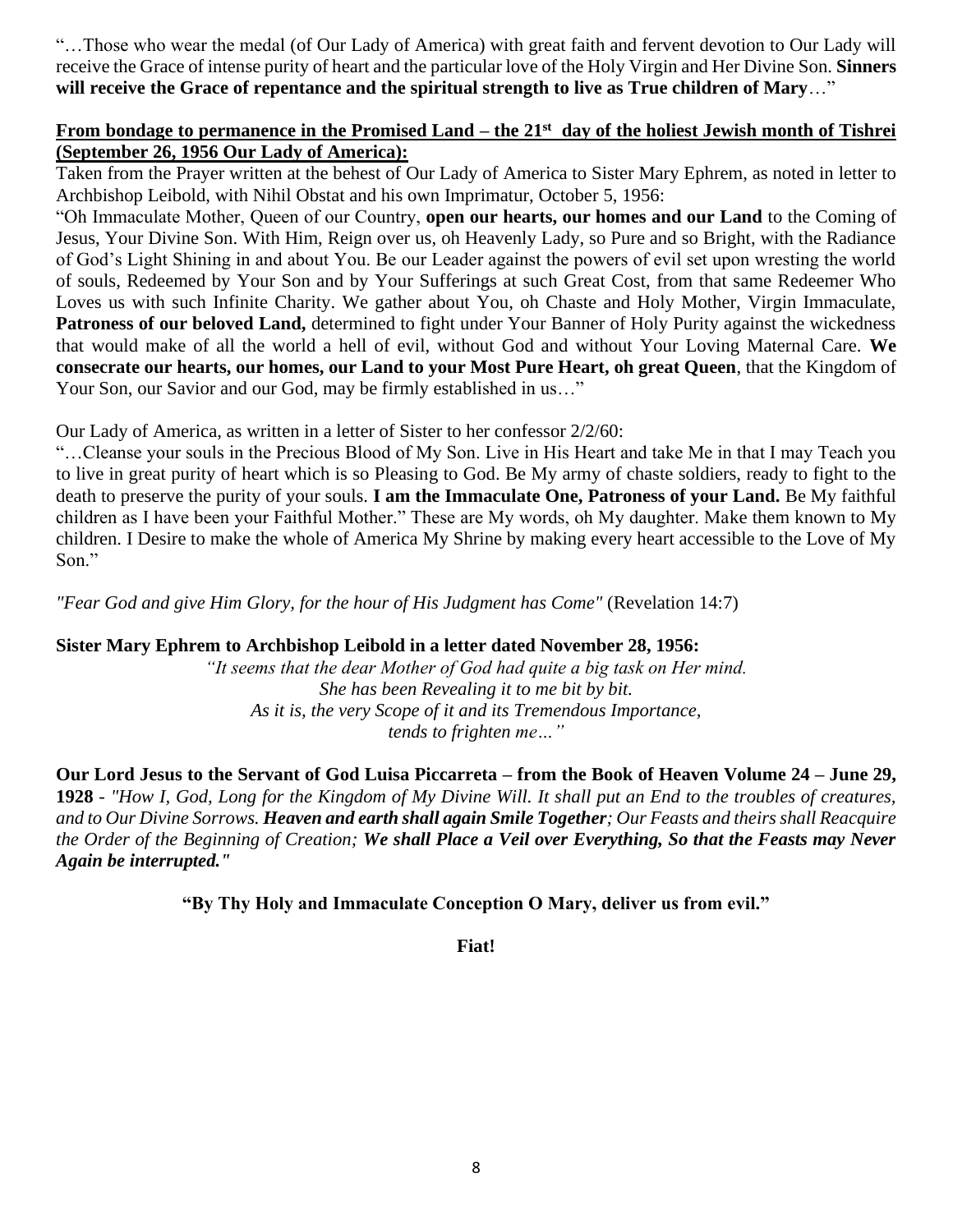"…Those who wear the medal (of Our Lady of America) with great faith and fervent devotion to Our Lady will receive the Grace of intense purity of heart and the particular love of the Holy Virgin and Her Divine Son. **Sinners will receive the Grace of repentance and the spiritual strength to live as True children of Mary**…"

**From bondage to permanence in the Promised Land – the 21st day of the holiest Jewish month of Tishrei (September 26, 1956 Our Lady of America):**

Taken from the Prayer written at the behest of Our Lady of America to Sister Mary Ephrem, as noted in letter to Archbishop Leibold, with Nihil Obstat and his own Imprimatur, October 5, 1956:

"Oh Immaculate Mother, Queen of our Country, **open our hearts, our homes and our Land** to the Coming of Jesus, Your Divine Son. With Him, Reign over us, oh Heavenly Lady, so Pure and so Bright, with the Radiance of God's Light Shining in and about You. Be our Leader against the powers of evil set upon wresting the world of souls, Redeemed by Your Son and by Your Sufferings at such Great Cost, from that same Redeemer Who Loves us with such Infinite Charity. We gather about You, oh Chaste and Holy Mother, Virgin Immaculate, **Patroness of our beloved Land,** determined to fight under Your Banner of Holy Purity against the wickedness that would make of all the world a hell of evil, without God and without Your Loving Maternal Care. **We consecrate our hearts, our homes, our Land to your Most Pure Heart, oh great Queen**, that the Kingdom of Your Son, our Savior and our God, may be firmly established in us…"

Our Lady of America, as written in a letter of Sister to her confessor 2/2/60:

"…Cleanse your souls in the Precious Blood of My Son. Live in His Heart and take Me in that I may Teach you to live in great purity of heart which is so Pleasing to God. Be My army of chaste soldiers, ready to fight to the death to preserve the purity of your souls. **I am the Immaculate One, Patroness of your Land.** Be My faithful children as I have been your Faithful Mother." These are My words, oh My daughter. Make them known to My children. I Desire to make the whole of America My Shrine by making every heart accessible to the Love of My Son."

*"Fear God and give Him Glory, for the hour of His Judgment has Come"* (Revelation 14:7)

**Sister Mary Ephrem to Archbishop Leibold in a letter dated November 28, 1956:**

*"It seems that the dear Mother of God had quite a big task on Her mind.*
*She has been Revealing it to me bit by bit.*
*As it is, the very Scope of it and its Tremendous Importance,*
*tends to frighten me…"*

**Our Lord Jesus to the Servant of God Luisa Piccarreta – from the Book of Heaven Volume 24 – June 29, 1928** - *"How I, God, Long for the Kingdom of My Divine Will. It shall put an End to the troubles of creatures, and to Our Divine Sorrows.* ***Heaven and earth shall again Smile Together****; Our Feasts and theirs shall Reacquire the Order of the Beginning of Creation;* ***We shall Place a Veil over Everything, So that the Feasts may Never Again be interrupted."***

**"By Thy Holy and Immaculate Conception O Mary, deliver us from evil."**

**Fiat!**